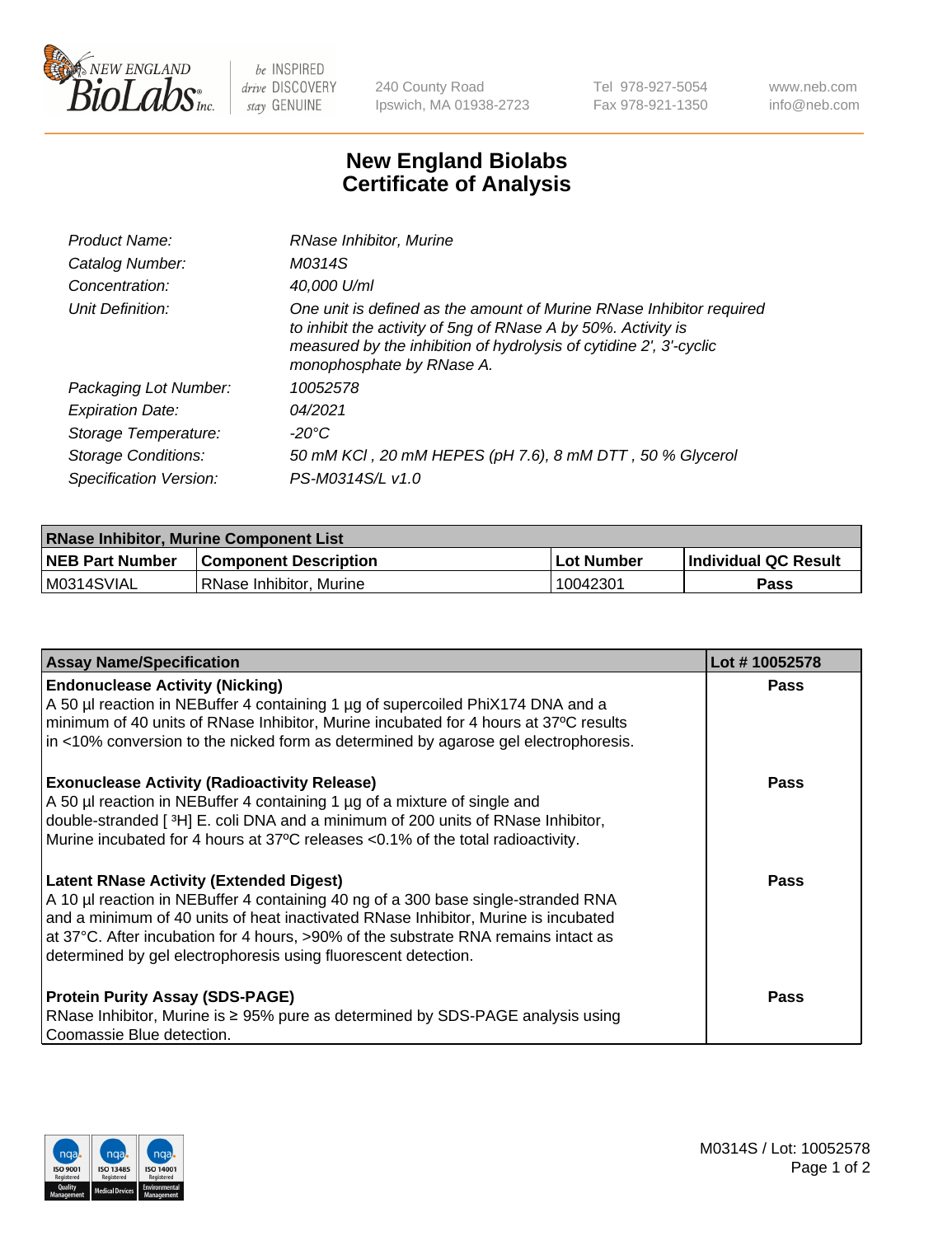240 County Road
Ipswich, MA 01938-2723

Tel 978-927-5054
Fax 978-921-1350

www.neb.com
info@neb.com

# New England Biolabs
# Certificate of Analysis

| | |
|---|---|
| *Product Name:* | *RNase Inhibitor, Murine* |
| *Catalog Number:* | *M0314S* |
| *Concentration:* | *40,000 U/ml* |
| *Unit Definition:* | *One unit is defined as the amount of Murine RNase Inhibitor required to inhibit the activity of 5ng of RNase A by 50%. Activity is measured by the inhibition of hydrolysis of cytidine 2', 3'-cyclic monophosphate by RNase A.* |
| *Packaging Lot Number:* | *10052578* |
| *Expiration Date:* | *04/2021* |
| *Storage Temperature:* | *-20°C* |
| *Storage Conditions:* | *50 mM KCl , 20 mM HEPES (pH 7.6), 8 mM DTT , 50 % Glycerol* |
| *Specification Version:* | *PS-M0314S/L v1.0* |

| RNase Inhibitor, Murine Component List | | | |
|---|---|---|---|
| **NEB Part Number** | **Component Description** | **Lot Number** | **Individual QC Result** |
| M0314SVIAL | RNase Inhibitor, Murine | 10042301 | **Pass** |

| Assay Name/Specification | Lot # 10052578 |
|---|---|
| **Endonuclease Activity (Nicking)**<br>A 50 µl reaction in NEBuffer 4 containing 1 µg of supercoiled PhiX174 DNA and a minimum of 40 units of RNase Inhibitor, Murine incubated for 4 hours at 37ºC results in <10% conversion to the nicked form as determined by agarose gel electrophoresis. | **Pass** |
| **Exonuclease Activity (Radioactivity Release)**<br>A 50 µl reaction in NEBuffer 4 containing 1 µg of a mixture of single and double-stranded [ $^3$H] E. coli DNA and a minimum of 200 units of RNase Inhibitor, Murine incubated for 4 hours at 37ºC releases <0.1% of the total radioactivity. | **Pass** |
| **Latent RNase Activity (Extended Digest)**<br>A 10 µl reaction in NEBuffer 4 containing 40 ng of a 300 base single-stranded RNA and a minimum of 40 units of heat inactivated RNase Inhibitor, Murine is incubated at 37°C. After incubation for 4 hours, >90% of the substrate RNA remains intact as determined by gel electrophoresis using fluorescent detection. | **Pass** |
| **Protein Purity Assay (SDS-PAGE)**<br>RNase Inhibitor, Murine is ≥ 95% pure as determined by SDS-PAGE analysis using Coomassie Blue detection. | **Pass** |

M0314S / Lot: 10052578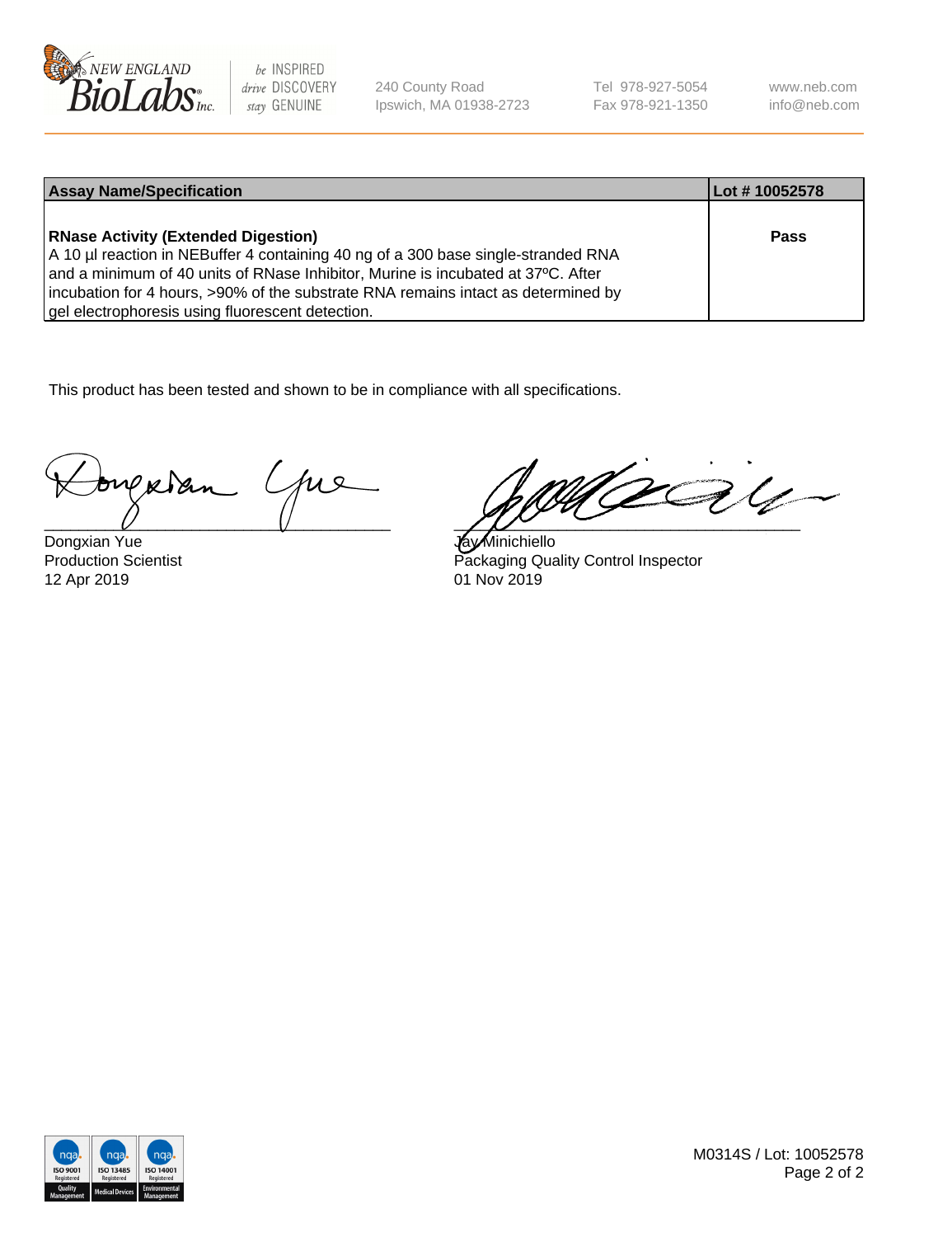| Assay Name/Specification | Lot # 10052578 |
| --- | --- |
| **RNase Activity (Extended Digestion)**<br>A 10 µl reaction in NEBuffer 4 containing 40 ng of a 300 base single-stranded RNA and a minimum of 40 units of RNase Inhibitor, Murine is incubated at 37ºC. After incubation for 4 hours, >90% of the substrate RNA remains intact as determined by gel electrophoresis using fluorescent detection. | **Pass** |

This product has been tested and shown to be in compliance with all specifications.

Dongxian Yue
Production Scientist
12 Apr 2019

Jay Minichiello
Packaging Quality Control Inspector
01 Nov 2019

M0314S / Lot: 10052578